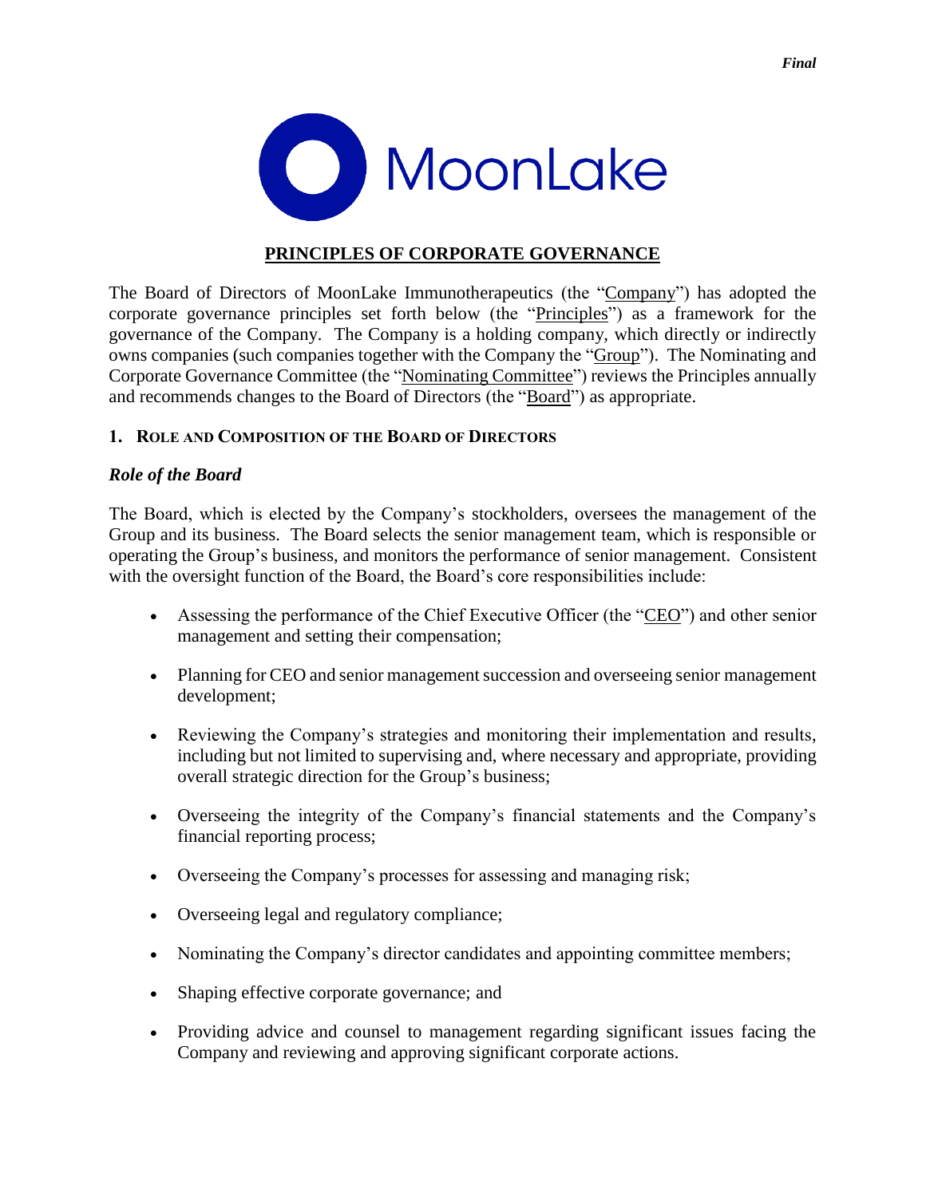*Final*

MoonLake

# PRINCIPLES OF CORPORATE GOVERNANCE

The Board of Directors of MoonLake Immunotherapeutics (the "Company") has adopted the corporate governance principles set forth below (the "Principles") as a framework for the governance of the Company. The Company is a holding company, which directly or indirectly owns companies (such companies together with the Company the "Group"). The Nominating and Corporate Governance Committee (the "Nominating Committee") reviews the Principles annually and recommends changes to the Board of Directors (the "Board") as appropriate.

## 1. Role and Composition of the Board of Directors

### *Role of the Board*

The Board, which is elected by the Company's stockholders, oversees the management of the Group and its business. The Board selects the senior management team, which is responsible or operating the Group's business, and monitors the performance of senior management. Consistent with the oversight function of the Board, the Board's core responsibilities include:

- Assessing the performance of the Chief Executive Officer (the "CEO") and other senior management and setting their compensation;
- Planning for CEO and senior management succession and overseeing senior management development;
- Reviewing the Company's strategies and monitoring their implementation and results, including but not limited to supervising and, where necessary and appropriate, providing overall strategic direction for the Group's business;
- Overseeing the integrity of the Company's financial statements and the Company's financial reporting process;
- Overseeing the Company's processes for assessing and managing risk;
- Overseeing legal and regulatory compliance;
- Nominating the Company's director candidates and appointing committee members;
- Shaping effective corporate governance; and
- Providing advice and counsel to management regarding significant issues facing the Company and reviewing and approving significant corporate actions.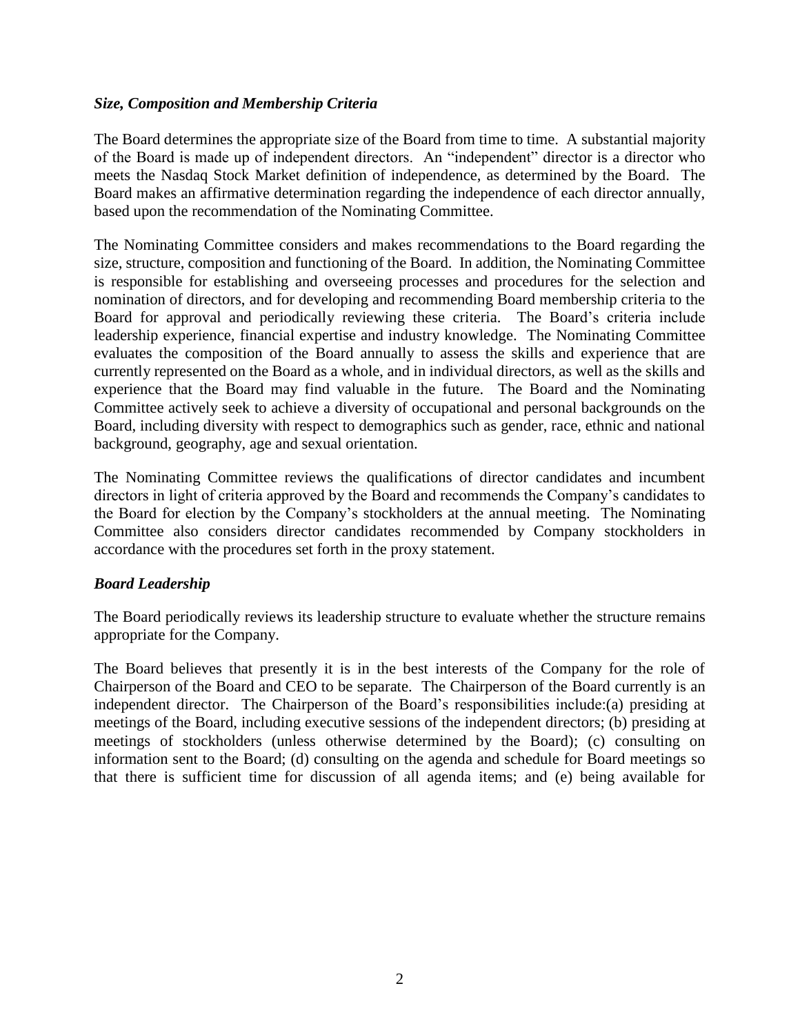### *Size, Composition and Membership Criteria*

The Board determines the appropriate size of the Board from time to time. A substantial majority of the Board is made up of independent directors. An "independent" director is a director who meets the Nasdaq Stock Market definition of independence, as determined by the Board. The Board makes an affirmative determination regarding the independence of each director annually, based upon the recommendation of the Nominating Committee.

The Nominating Committee considers and makes recommendations to the Board regarding the size, structure, composition and functioning of the Board. In addition, the Nominating Committee is responsible for establishing and overseeing processes and procedures for the selection and nomination of directors, and for developing and recommending Board membership criteria to the Board for approval and periodically reviewing these criteria. The Board's criteria include leadership experience, financial expertise and industry knowledge. The Nominating Committee evaluates the composition of the Board annually to assess the skills and experience that are currently represented on the Board as a whole, and in individual directors, as well as the skills and experience that the Board may find valuable in the future. The Board and the Nominating Committee actively seek to achieve a diversity of occupational and personal backgrounds on the Board, including diversity with respect to demographics such as gender, race, ethnic and national background, geography, age and sexual orientation.

The Nominating Committee reviews the qualifications of director candidates and incumbent directors in light of criteria approved by the Board and recommends the Company's candidates to the Board for election by the Company's stockholders at the annual meeting. The Nominating Committee also considers director candidates recommended by Company stockholders in accordance with the procedures set forth in the proxy statement.

### *Board Leadership*

The Board periodically reviews its leadership structure to evaluate whether the structure remains appropriate for the Company.

The Board believes that presently it is in the best interests of the Company for the role of Chairperson of the Board and CEO to be separate. The Chairperson of the Board currently is an independent director. The Chairperson of the Board's responsibilities include:(a) presiding at meetings of the Board, including executive sessions of the independent directors; (b) presiding at meetings of stockholders (unless otherwise determined by the Board); (c) consulting on information sent to the Board; (d) consulting on the agenda and schedule for Board meetings so that there is sufficient time for discussion of all agenda items; and (e) being available for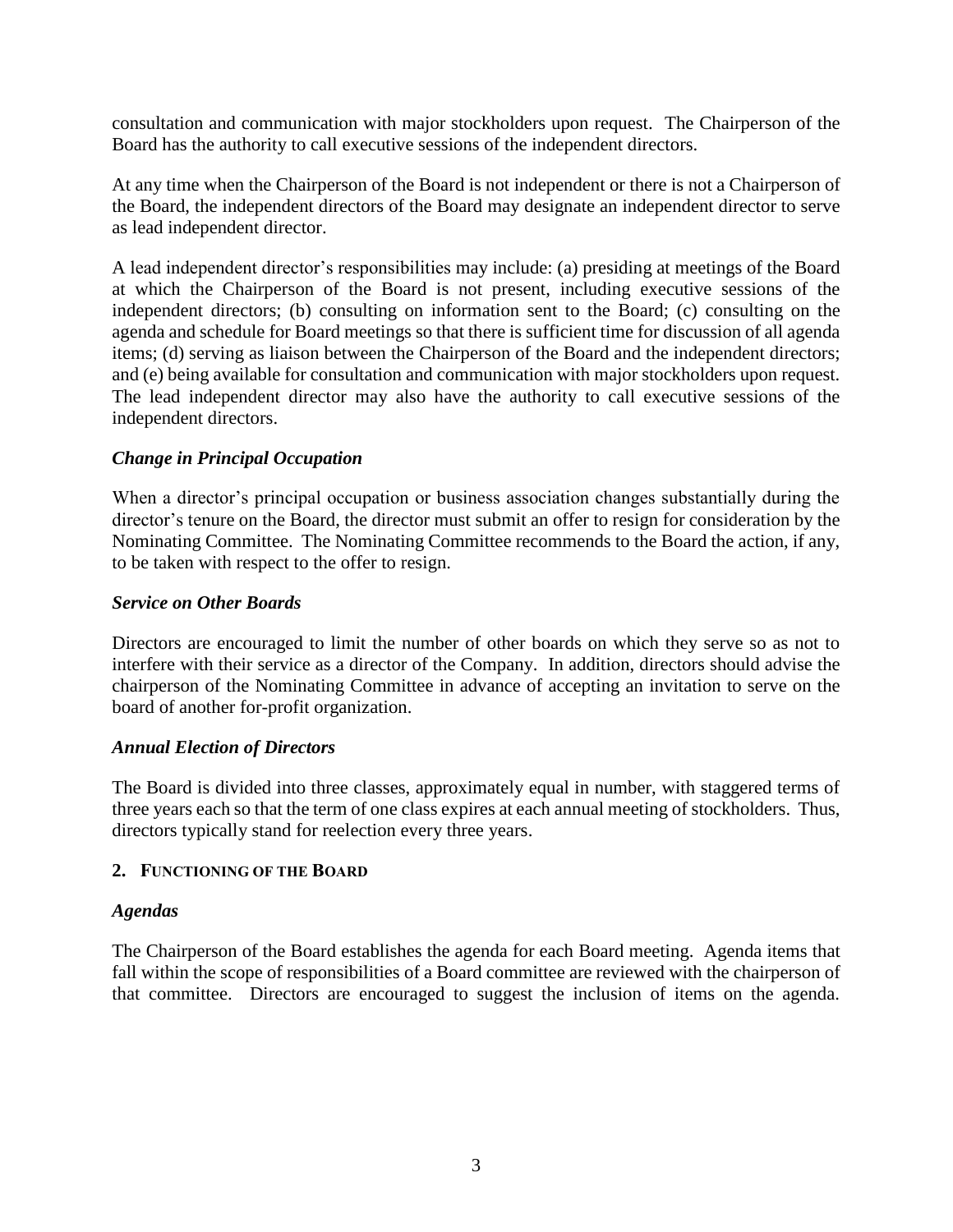consultation and communication with major stockholders upon request. The Chairperson of the Board has the authority to call executive sessions of the independent directors.

At any time when the Chairperson of the Board is not independent or there is not a Chairperson of the Board, the independent directors of the Board may designate an independent director to serve as lead independent director.

A lead independent director's responsibilities may include: (a) presiding at meetings of the Board at which the Chairperson of the Board is not present, including executive sessions of the independent directors; (b) consulting on information sent to the Board; (c) consulting on the agenda and schedule for Board meetings so that there is sufficient time for discussion of all agenda items; (d) serving as liaison between the Chairperson of the Board and the independent directors; and (e) being available for consultation and communication with major stockholders upon request. The lead independent director may also have the authority to call executive sessions of the independent directors.

### *Change in Principal Occupation*

When a director's principal occupation or business association changes substantially during the director's tenure on the Board, the director must submit an offer to resign for consideration by the Nominating Committee. The Nominating Committee recommends to the Board the action, if any, to be taken with respect to the offer to resign.

### *Service on Other Boards*

Directors are encouraged to limit the number of other boards on which they serve so as not to interfere with their service as a director of the Company. In addition, directors should advise the chairperson of the Nominating Committee in advance of accepting an invitation to serve on the board of another for-profit organization.

### *Annual Election of Directors*

The Board is divided into three classes, approximately equal in number, with staggered terms of three years each so that the term of one class expires at each annual meeting of stockholders. Thus, directors typically stand for reelection every three years.

## 2. FUNCTIONING OF THE BOARD

### *Agendas*

The Chairperson of the Board establishes the agenda for each Board meeting. Agenda items that fall within the scope of responsibilities of a Board committee are reviewed with the chairperson of that committee. Directors are encouraged to suggest the inclusion of items on the agenda.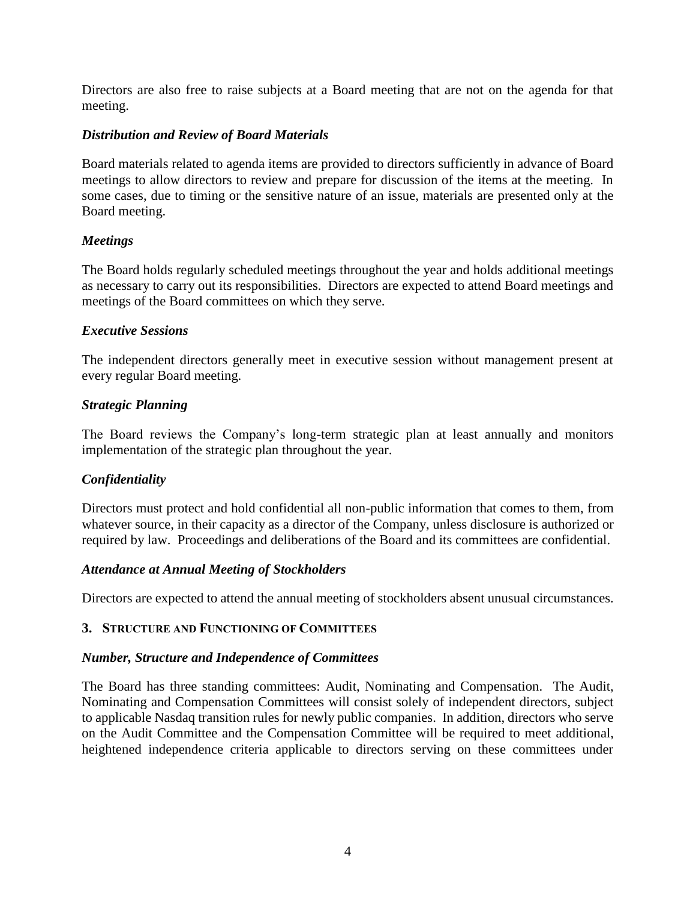Directors are also free to raise subjects at a Board meeting that are not on the agenda for that meeting.

### *Distribution and Review of Board Materials*

Board materials related to agenda items are provided to directors sufficiently in advance of Board meetings to allow directors to review and prepare for discussion of the items at the meeting. In some cases, due to timing or the sensitive nature of an issue, materials are presented only at the Board meeting.

### *Meetings*

The Board holds regularly scheduled meetings throughout the year and holds additional meetings as necessary to carry out its responsibilities. Directors are expected to attend Board meetings and meetings of the Board committees on which they serve.

### *Executive Sessions*

The independent directors generally meet in executive session without management present at every regular Board meeting.

### *Strategic Planning*

The Board reviews the Company's long-term strategic plan at least annually and monitors implementation of the strategic plan throughout the year.

### *Confidentiality*

Directors must protect and hold confidential all non-public information that comes to them, from whatever source, in their capacity as a director of the Company, unless disclosure is authorized or required by law. Proceedings and deliberations of the Board and its committees are confidential.

### *Attendance at Annual Meeting of Stockholders*

Directors are expected to attend the annual meeting of stockholders absent unusual circumstances.

## 3. STRUCTURE AND FUNCTIONING OF COMMITTEES

### *Number, Structure and Independence of Committees*

The Board has three standing committees: Audit, Nominating and Compensation. The Audit, Nominating and Compensation Committees will consist solely of independent directors, subject to applicable Nasdaq transition rules for newly public companies. In addition, directors who serve on the Audit Committee and the Compensation Committee will be required to meet additional, heightened independence criteria applicable to directors serving on these committees under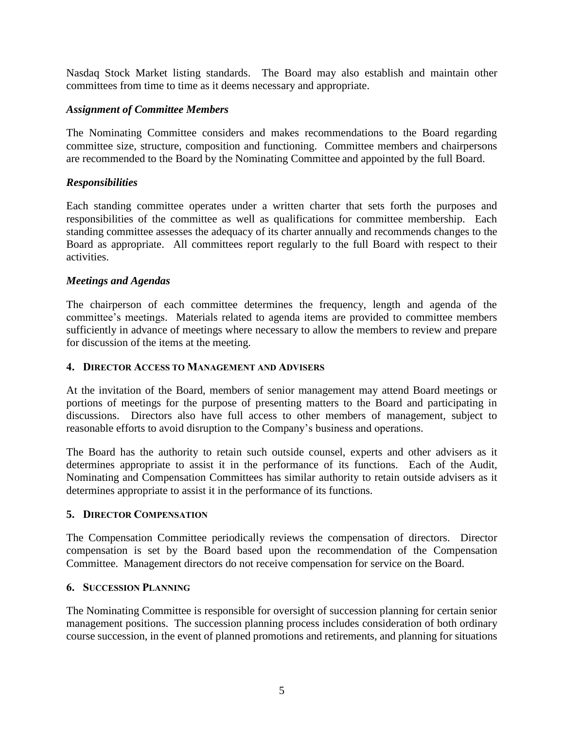Nasdaq Stock Market listing standards. The Board may also establish and maintain other committees from time to time as it deems necessary and appropriate.

### *Assignment of Committee Members*

The Nominating Committee considers and makes recommendations to the Board regarding committee size, structure, composition and functioning. Committee members and chairpersons are recommended to the Board by the Nominating Committee and appointed by the full Board.

### *Responsibilities*

Each standing committee operates under a written charter that sets forth the purposes and responsibilities of the committee as well as qualifications for committee membership. Each standing committee assesses the adequacy of its charter annually and recommends changes to the Board as appropriate. All committees report regularly to the full Board with respect to their activities.

### *Meetings and Agendas*

The chairperson of each committee determines the frequency, length and agenda of the committee's meetings. Materials related to agenda items are provided to committee members sufficiently in advance of meetings where necessary to allow the members to review and prepare for discussion of the items at the meeting.

## 4. Director Access to Management and Advisers

At the invitation of the Board, members of senior management may attend Board meetings or portions of meetings for the purpose of presenting matters to the Board and participating in discussions. Directors also have full access to other members of management, subject to reasonable efforts to avoid disruption to the Company's business and operations.

The Board has the authority to retain such outside counsel, experts and other advisers as it determines appropriate to assist it in the performance of its functions. Each of the Audit, Nominating and Compensation Committees has similar authority to retain outside advisers as it determines appropriate to assist it in the performance of its functions.

## 5. Director Compensation

The Compensation Committee periodically reviews the compensation of directors. Director compensation is set by the Board based upon the recommendation of the Compensation Committee. Management directors do not receive compensation for service on the Board.

## 6. Succession Planning

The Nominating Committee is responsible for oversight of succession planning for certain senior management positions. The succession planning process includes consideration of both ordinary course succession, in the event of planned promotions and retirements, and planning for situations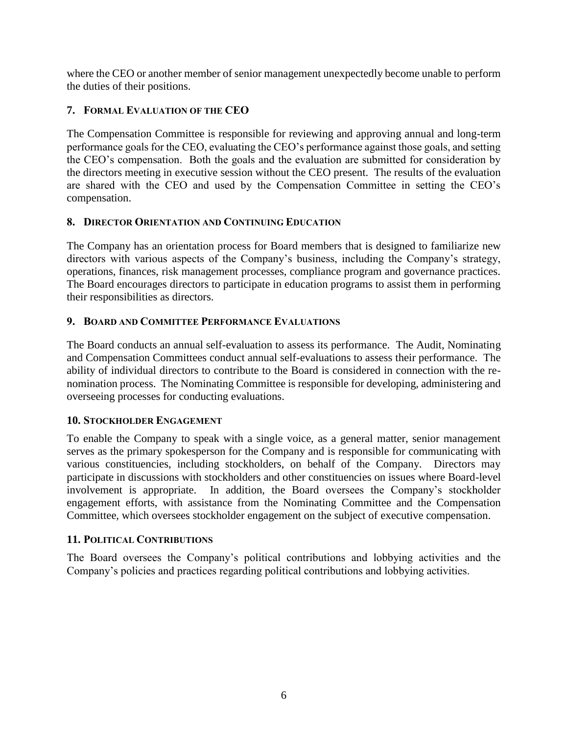where the CEO or another member of senior management unexpectedly become unable to perform the duties of their positions.

## 7. Formal Evaluation of the CEO

The Compensation Committee is responsible for reviewing and approving annual and long-term performance goals for the CEO, evaluating the CEO's performance against those goals, and setting the CEO's compensation. Both the goals and the evaluation are submitted for consideration by the directors meeting in executive session without the CEO present. The results of the evaluation are shared with the CEO and used by the Compensation Committee in setting the CEO's compensation.

## 8. Director Orientation and Continuing Education

The Company has an orientation process for Board members that is designed to familiarize new directors with various aspects of the Company's business, including the Company's strategy, operations, finances, risk management processes, compliance program and governance practices. The Board encourages directors to participate in education programs to assist them in performing their responsibilities as directors.

## 9. Board and Committee Performance Evaluations

The Board conducts an annual self-evaluation to assess its performance. The Audit, Nominating and Compensation Committees conduct annual self-evaluations to assess their performance. The ability of individual directors to contribute to the Board is considered in connection with the re-nomination process. The Nominating Committee is responsible for developing, administering and overseeing processes for conducting evaluations.

## 10. Stockholder Engagement

To enable the Company to speak with a single voice, as a general matter, senior management serves as the primary spokesperson for the Company and is responsible for communicating with various constituencies, including stockholders, on behalf of the Company. Directors may participate in discussions with stockholders and other constituencies on issues where Board-level involvement is appropriate. In addition, the Board oversees the Company's stockholder engagement efforts, with assistance from the Nominating Committee and the Compensation Committee, which oversees stockholder engagement on the subject of executive compensation.

## 11. Political Contributions

The Board oversees the Company's political contributions and lobbying activities and the Company's policies and practices regarding political contributions and lobbying activities.